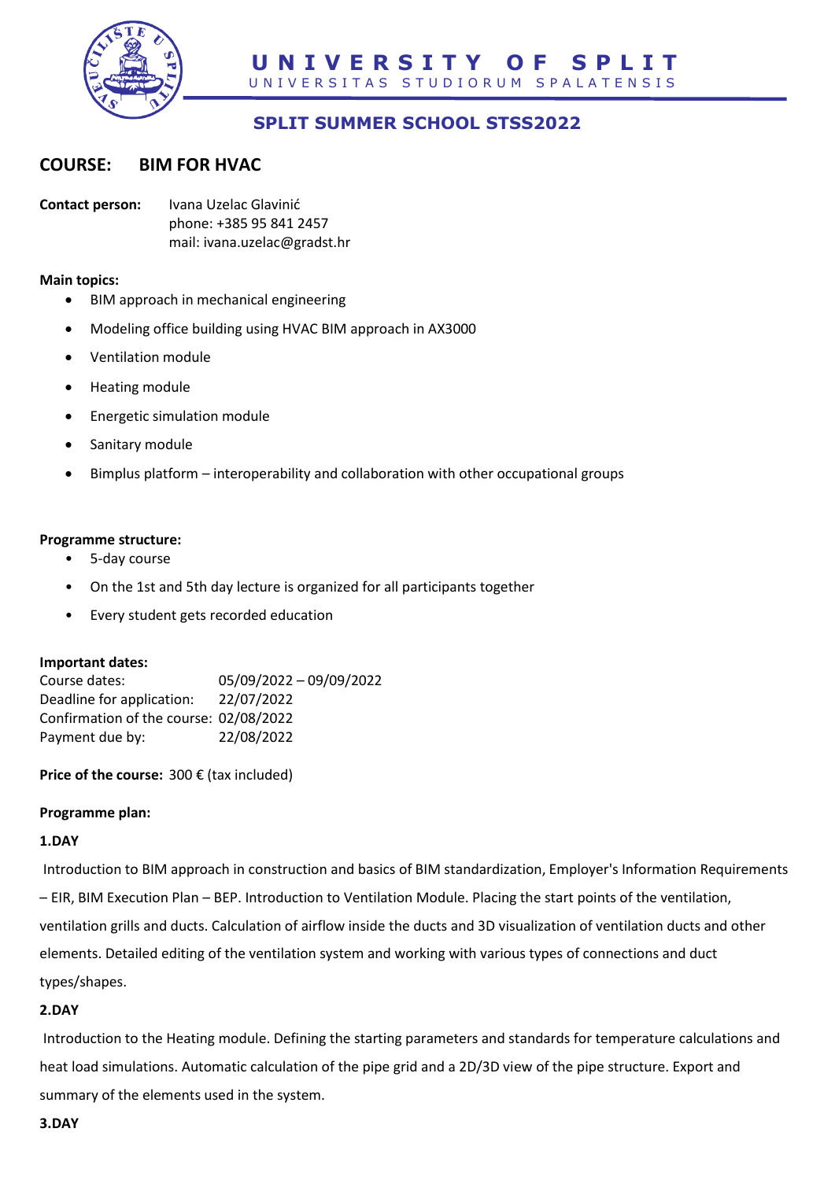# UNIVERSITY OF SPLIT

UNIVERSITAS STUDIORUM SPALATENSIS

## SPLIT SUMMER SCHOOL STSS2022

## COURSE: BIM FOR HVAC

**Contact person:** Ivana Uzelac Glavinić
phone: +385 95 841 2457
mail: ivana.uzelac@gradst.hr

**Main topics:**

- BIM approach in mechanical engineering
- Modeling office building using HVAC BIM approach in AX3000
- Ventilation module
- Heating module
- Energetic simulation module
- Sanitary module
- Bimplus platform – interoperability and collaboration with other occupational groups

**Programme structure:**

- 5-day course
- On the 1st and 5th day lecture is organized for all participants together
- Every student gets recorded education

**Important dates:**

Course dates: 05/09/2022 – 09/09/2022
Deadline for application: 22/07/2022
Confirmation of the course: 02/08/2022
Payment due by: 22/08/2022

**Price of the course:** 300 € (tax included)

**Programme plan:**

**1.DAY**

Introduction to BIM approach in construction and basics of BIM standardization, Employer's Information Requirements – EIR, BIM Execution Plan – BEP. Introduction to Ventilation Module. Placing the start points of the ventilation, ventilation grills and ducts. Calculation of airflow inside the ducts and 3D visualization of ventilation ducts and other elements. Detailed editing of the ventilation system and working with various types of connections and duct types/shapes.

**2.DAY**

Introduction to the Heating module. Defining the starting parameters and standards for temperature calculations and heat load simulations. Automatic calculation of the pipe grid and a 2D/3D view of the pipe structure. Export and summary of the elements used in the system.

**3.DAY**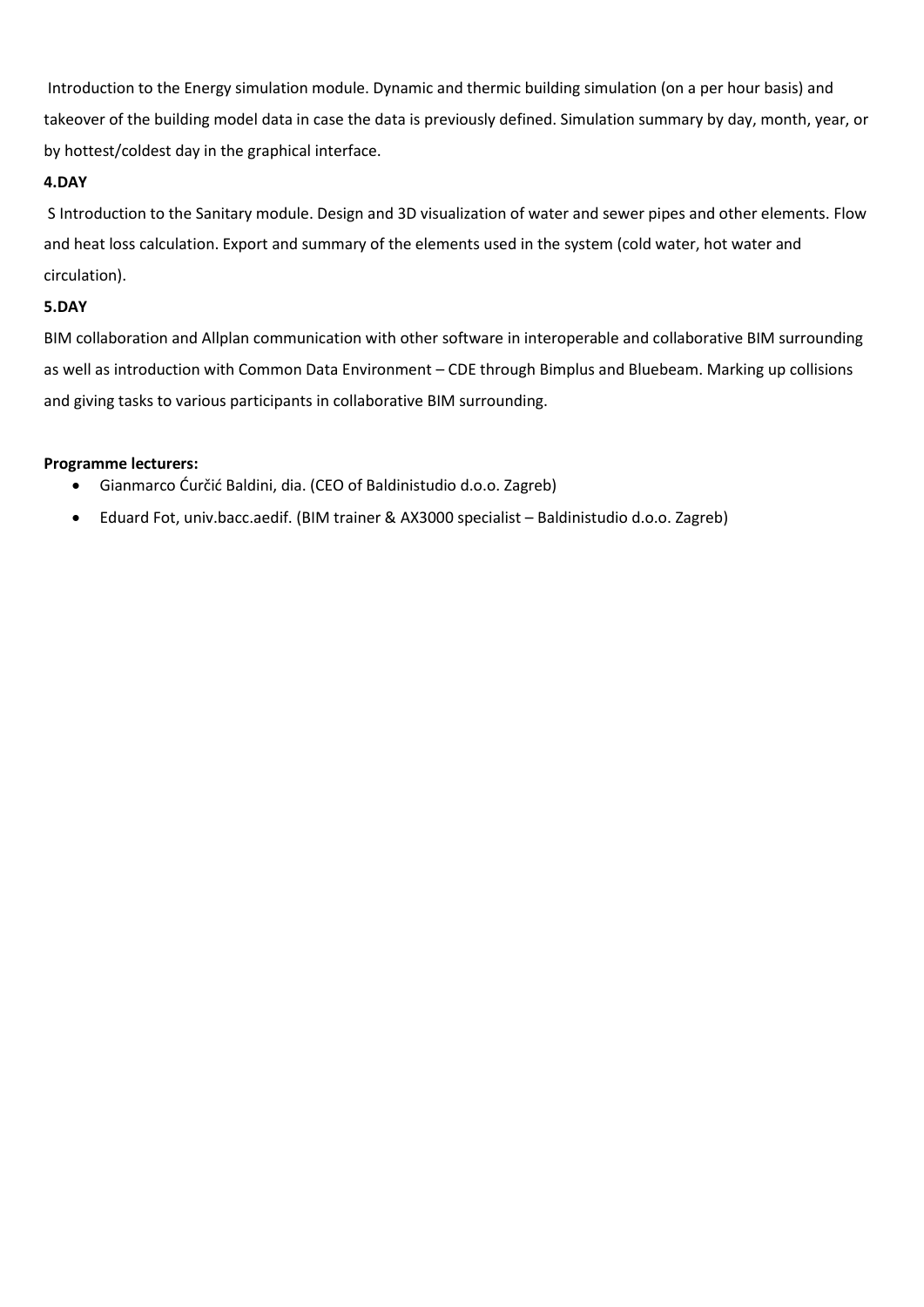Introduction to the Energy simulation module. Dynamic and thermic building simulation (on a per hour basis) and takeover of the building model data in case the data is previously defined. Simulation summary by day, month, year, or by hottest/coldest day in the graphical interface.

**4.DAY**

S Introduction to the Sanitary module. Design and 3D visualization of water and sewer pipes and other elements. Flow and heat loss calculation. Export and summary of the elements used in the system (cold water, hot water and circulation).

**5.DAY**

BIM collaboration and Allplan communication with other software in interoperable and collaborative BIM surrounding as well as introduction with Common Data Environment – CDE through Bimplus and Bluebeam. Marking up collisions and giving tasks to various participants in collaborative BIM surrounding.

**Programme lecturers:**

- Gianmarco Ćurčić Baldini, dia. (CEO of Baldinistudio d.o.o. Zagreb)
- Eduard Fot, univ.bacc.aedif. (BIM trainer & AX3000 specialist – Baldinistudio d.o.o. Zagreb)